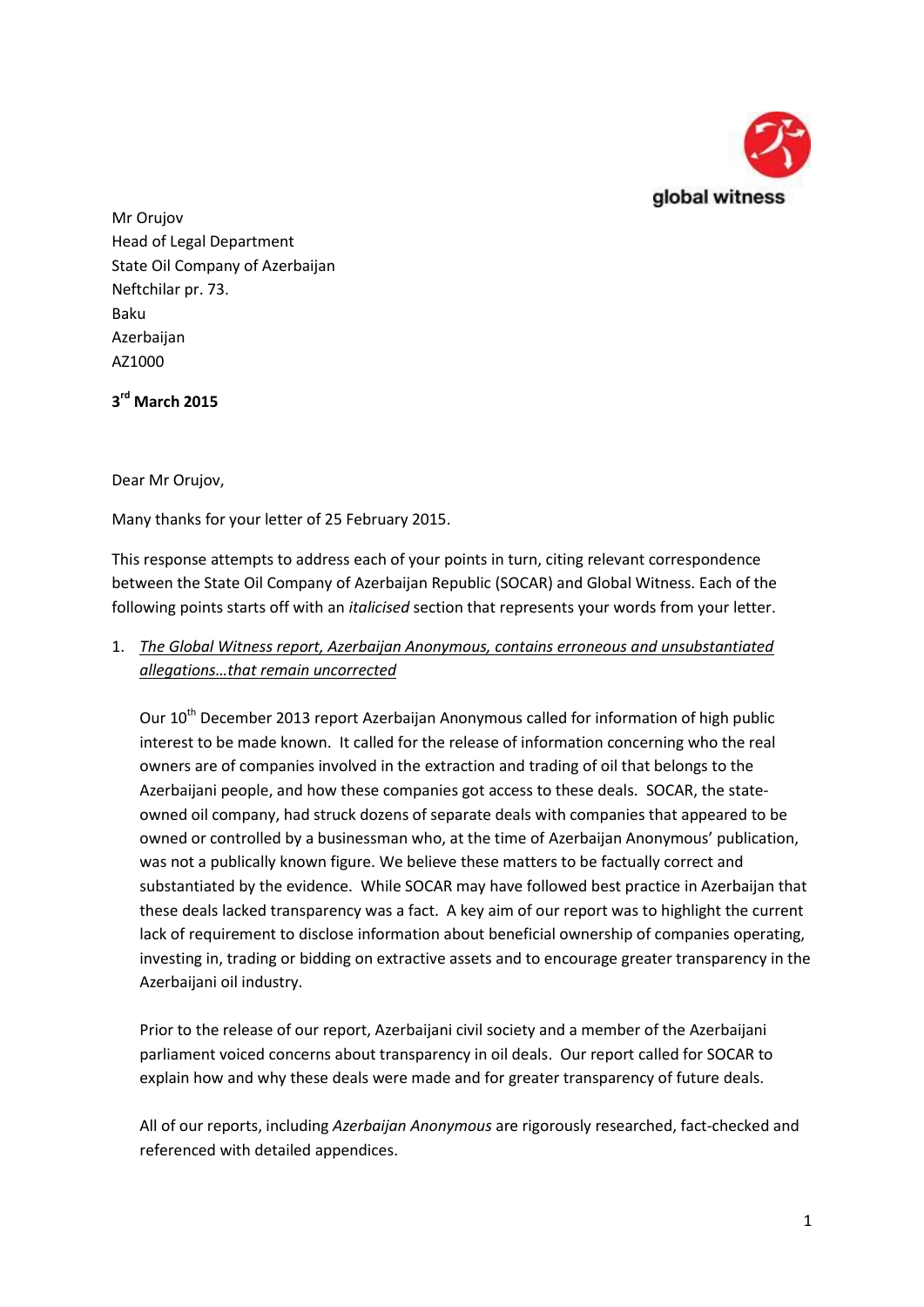global witness

Mr Orujov
Head of Legal Department
State Oil Company of Azerbaijan
Neftchilar pr. 73.
Baku
Azerbaijan
AZ1000

**3rd March 2015**

Dear Mr Orujov,

Many thanks for your letter of 25 February 2015.

This response attempts to address each of your points in turn, citing relevant correspondence between the State Oil Company of Azerbaijan Republic (SOCAR) and Global Witness. Each of the following points starts off with an *italicised* section that represents your words from your letter.

1. The Global Witness report, Azerbaijan Anonymous, contains erroneous and unsubstantiated allegations…that remain uncorrected

   Our 10th December 2013 report Azerbaijan Anonymous called for information of high public interest to be made known. It called for the release of information concerning who the real owners are of companies involved in the extraction and trading of oil that belongs to the Azerbaijani people, and how these companies got access to these deals. SOCAR, the state-owned oil company, had struck dozens of separate deals with companies that appeared to be owned or controlled by a businessman who, at the time of Azerbaijan Anonymous' publication, was not a publically known figure. We believe these matters to be factually correct and substantiated by the evidence. While SOCAR may have followed best practice in Azerbaijan that these deals lacked transparency was a fact. A key aim of our report was to highlight the current lack of requirement to disclose information about beneficial ownership of companies operating, investing in, trading or bidding on extractive assets and to encourage greater transparency in the Azerbaijani oil industry.

   Prior to the release of our report, Azerbaijani civil society and a member of the Azerbaijani parliament voiced concerns about transparency in oil deals. Our report called for SOCAR to explain how and why these deals were made and for greater transparency of future deals.

   All of our reports, including *Azerbaijan Anonymous* are rigorously researched, fact-checked and referenced with detailed appendices.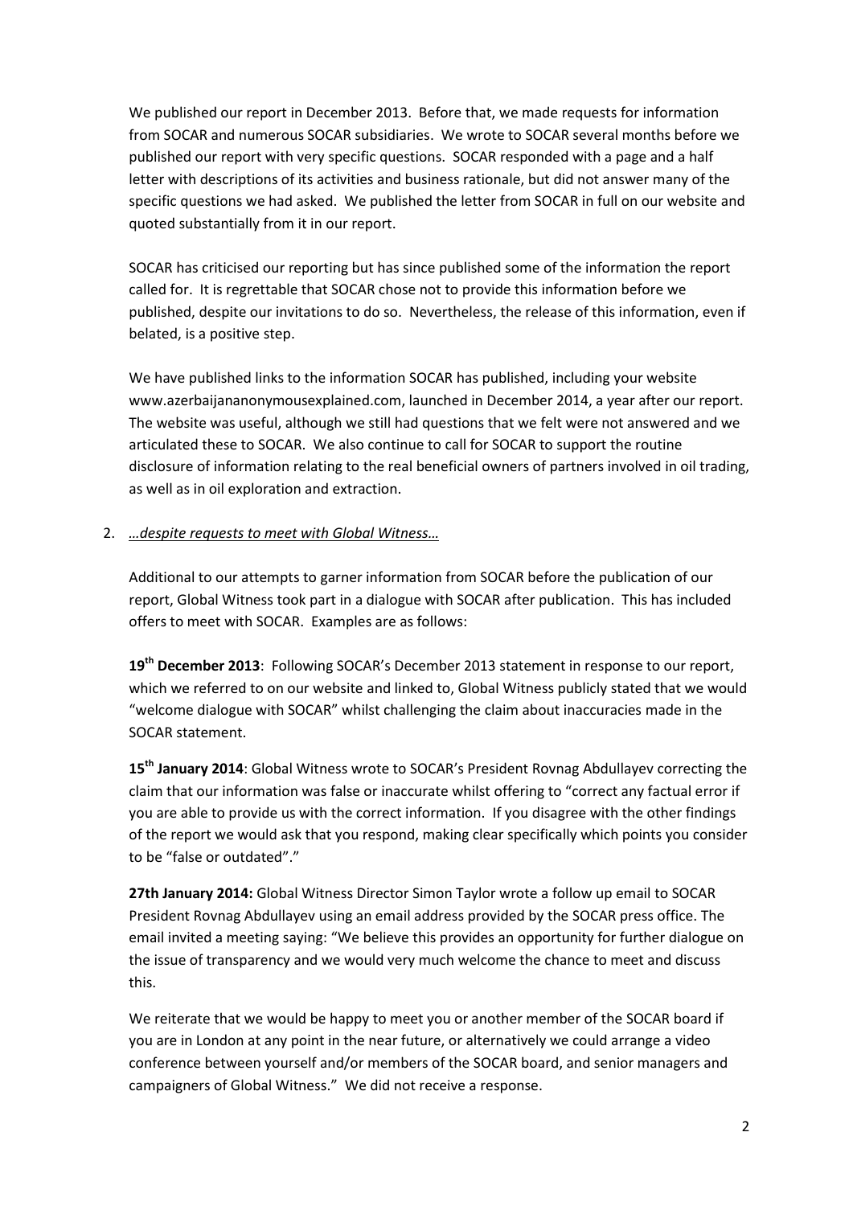We published our report in December 2013. Before that, we made requests for information from SOCAR and numerous SOCAR subsidiaries. We wrote to SOCAR several months before we published our report with very specific questions. SOCAR responded with a page and a half letter with descriptions of its activities and business rationale, but did not answer many of the specific questions we had asked. We published the letter from SOCAR in full on our website and quoted substantially from it in our report.

SOCAR has criticised our reporting but has since published some of the information the report called for. It is regrettable that SOCAR chose not to provide this information before we published, despite our invitations to do so. Nevertheless, the release of this information, even if belated, is a positive step.

We have published links to the information SOCAR has published, including your website www.azerbaijananonymousexplained.com, launched in December 2014, a year after our report. The website was useful, although we still had questions that we felt were not answered and we articulated these to SOCAR. We also continue to call for SOCAR to support the routine disclosure of information relating to the real beneficial owners of partners involved in oil trading, as well as in oil exploration and extraction.

2. *...despite requests to meet with Global Witness...*

Additional to our attempts to garner information from SOCAR before the publication of our report, Global Witness took part in a dialogue with SOCAR after publication. This has included offers to meet with SOCAR. Examples are as follows:

**19th December 2013**: Following SOCAR's December 2013 statement in response to our report, which we referred to on our website and linked to, Global Witness publicly stated that we would "welcome dialogue with SOCAR" whilst challenging the claim about inaccuracies made in the SOCAR statement.

**15th January 2014**: Global Witness wrote to SOCAR's President Rovnag Abdullayev correcting the claim that our information was false or inaccurate whilst offering to "correct any factual error if you are able to provide us with the correct information. If you disagree with the other findings of the report we would ask that you respond, making clear specifically which points you consider to be "false or outdated"."

**27th January 2014:** Global Witness Director Simon Taylor wrote a follow up email to SOCAR President Rovnag Abdullayev using an email address provided by the SOCAR press office. The email invited a meeting saying: "We believe this provides an opportunity for further dialogue on the issue of transparency and we would very much welcome the chance to meet and discuss this.

We reiterate that we would be happy to meet you or another member of the SOCAR board if you are in London at any point in the near future, or alternatively we could arrange a video conference between yourself and/or members of the SOCAR board, and senior managers and campaigners of Global Witness." We did not receive a response.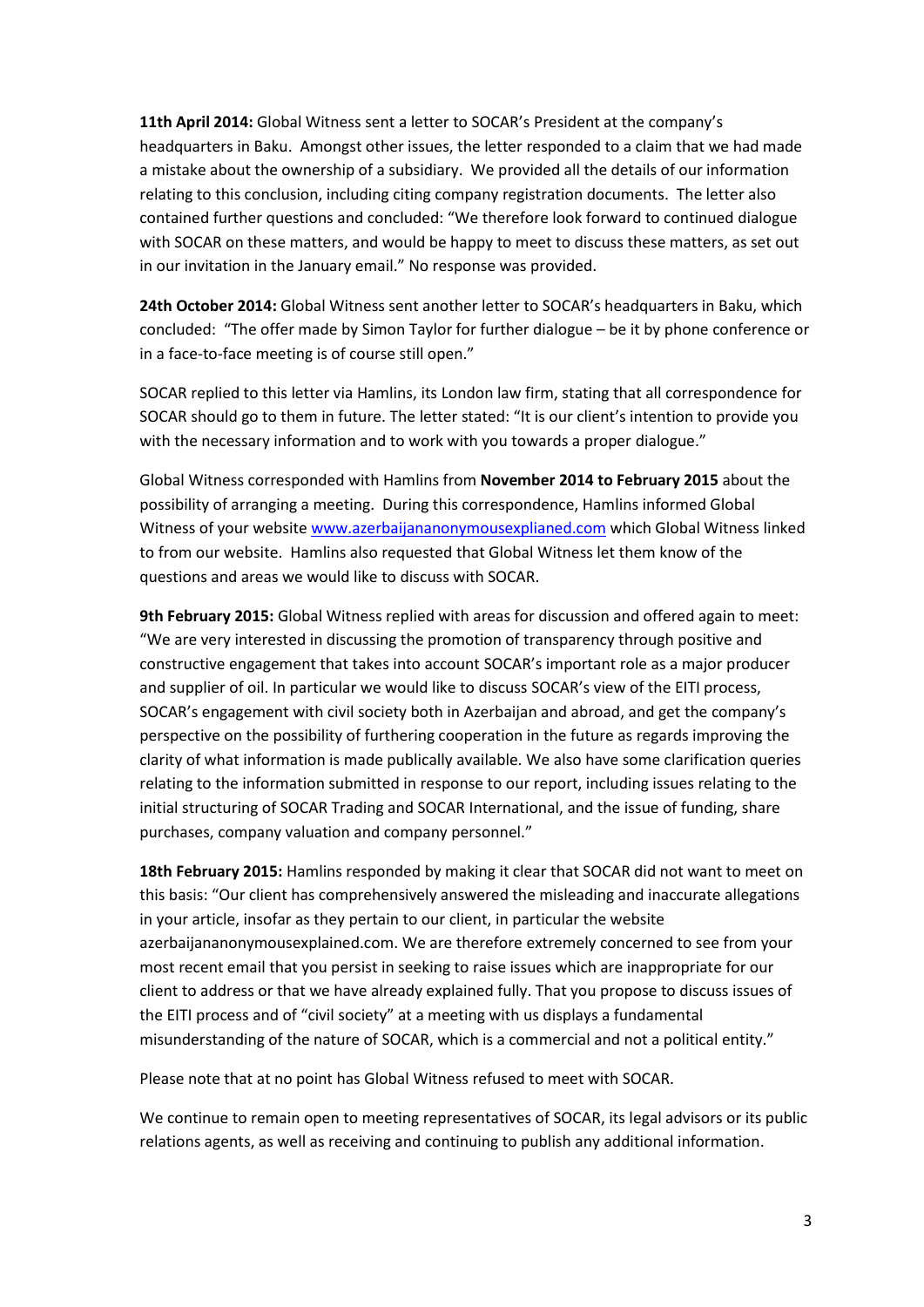**11th April 2014:** Global Witness sent a letter to SOCAR's President at the company's headquarters in Baku. Amongst other issues, the letter responded to a claim that we had made a mistake about the ownership of a subsidiary. We provided all the details of our information relating to this conclusion, including citing company registration documents. The letter also contained further questions and concluded: "We therefore look forward to continued dialogue with SOCAR on these matters, and would be happy to meet to discuss these matters, as set out in our invitation in the January email." No response was provided.

**24th October 2014:** Global Witness sent another letter to SOCAR's headquarters in Baku, which concluded: "The offer made by Simon Taylor for further dialogue – be it by phone conference or in a face-to-face meeting is of course still open."

SOCAR replied to this letter via Hamlins, its London law firm, stating that all correspondence for SOCAR should go to them in future. The letter stated: "It is our client's intention to provide you with the necessary information and to work with you towards a proper dialogue."

Global Witness corresponded with Hamlins from **November 2014 to February 2015** about the possibility of arranging a meeting. During this correspondence, Hamlins informed Global Witness of your website [www.azerbaijananonymousexplianed.com](www.azerbaijananonymousexplianed.com) which Global Witness linked to from our website. Hamlins also requested that Global Witness let them know of the questions and areas we would like to discuss with SOCAR.

**9th February 2015:** Global Witness replied with areas for discussion and offered again to meet: "We are very interested in discussing the promotion of transparency through positive and constructive engagement that takes into account SOCAR's important role as a major producer and supplier of oil. In particular we would like to discuss SOCAR's view of the EITI process, SOCAR's engagement with civil society both in Azerbaijan and abroad, and get the company's perspective on the possibility of furthering cooperation in the future as regards improving the clarity of what information is made publically available. We also have some clarification queries relating to the information submitted in response to our report, including issues relating to the initial structuring of SOCAR Trading and SOCAR International, and the issue of funding, share purchases, company valuation and company personnel."

**18th February 2015:** Hamlins responded by making it clear that SOCAR did not want to meet on this basis: "Our client has comprehensively answered the misleading and inaccurate allegations in your article, insofar as they pertain to our client, in particular the website azerbaijananonymousexplained.com. We are therefore extremely concerned to see from your most recent email that you persist in seeking to raise issues which are inappropriate for our client to address or that we have already explained fully. That you propose to discuss issues of the EITI process and of "civil society" at a meeting with us displays a fundamental misunderstanding of the nature of SOCAR, which is a commercial and not a political entity."

Please note that at no point has Global Witness refused to meet with SOCAR.

We continue to remain open to meeting representatives of SOCAR, its legal advisors or its public relations agents, as well as receiving and continuing to publish any additional information.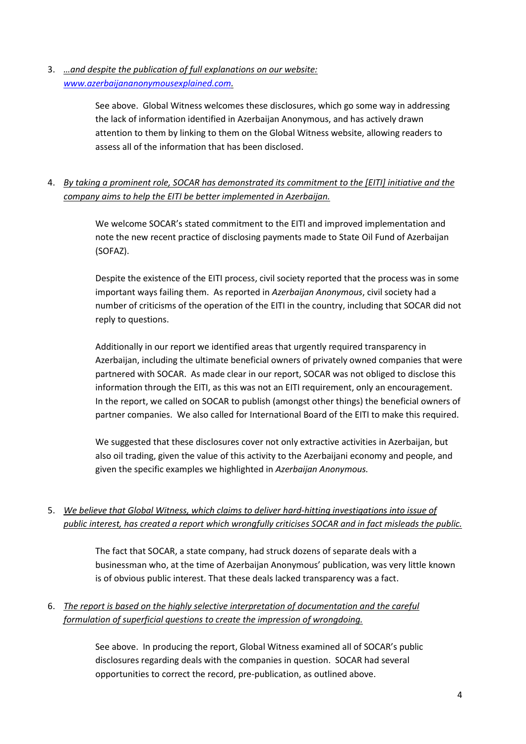3. *...and despite the publication of full explanations on our website: www.azerbaijananonymousexplained.com.*

   See above. Global Witness welcomes these disclosures, which go some way in addressing the lack of information identified in Azerbaijan Anonymous, and has actively drawn attention to them by linking to them on the Global Witness website, allowing readers to assess all of the information that has been disclosed.

4. *By taking a prominent role, SOCAR has demonstrated its commitment to the [EITI] initiative and the company aims to help the EITI be better implemented in Azerbaijan.*

   We welcome SOCAR's stated commitment to the EITI and improved implementation and note the new recent practice of disclosing payments made to State Oil Fund of Azerbaijan (SOFAZ).

   Despite the existence of the EITI process, civil society reported that the process was in some important ways failing them. As reported in *Azerbaijan Anonymous*, civil society had a number of criticisms of the operation of the EITI in the country, including that SOCAR did not reply to questions.

   Additionally in our report we identified areas that urgently required transparency in Azerbaijan, including the ultimate beneficial owners of privately owned companies that were partnered with SOCAR. As made clear in our report, SOCAR was not obliged to disclose this information through the EITI, as this was not an EITI requirement, only an encouragement. In the report, we called on SOCAR to publish (amongst other things) the beneficial owners of partner companies. We also called for International Board of the EITI to make this required.

   We suggested that these disclosures cover not only extractive activities in Azerbaijan, but also oil trading, given the value of this activity to the Azerbaijani economy and people, and given the specific examples we highlighted in *Azerbaijan Anonymous.*

5. *We believe that Global Witness, which claims to deliver hard-hitting investigations into issue of public interest, has created a report which wrongfully criticises SOCAR and in fact misleads the public.*

   The fact that SOCAR, a state company, had struck dozens of separate deals with a businessman who, at the time of Azerbaijan Anonymous' publication, was very little known is of obvious public interest. That these deals lacked transparency was a fact.

6. *The report is based on the highly selective interpretation of documentation and the careful formulation of superficial questions to create the impression of wrongdoing.*

   See above. In producing the report, Global Witness examined all of SOCAR's public disclosures regarding deals with the companies in question. SOCAR had several opportunities to correct the record, pre-publication, as outlined above.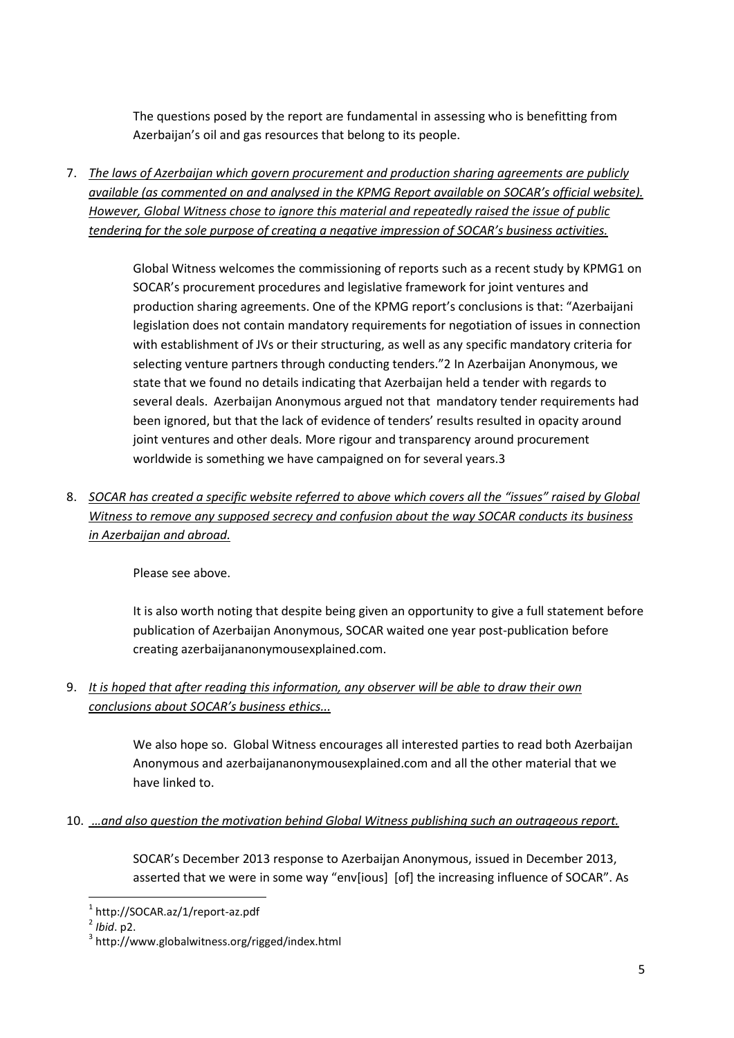The questions posed by the report are fundamental in assessing who is benefitting from Azerbaijan's oil and gas resources that belong to its people.

7. *The laws of Azerbaijan which govern procurement and production sharing agreements are publicly available (as commented on and analysed in the KPMG Report available on SOCAR's official website). However, Global Witness chose to ignore this material and repeatedly raised the issue of public tendering for the sole purpose of creating a negative impression of SOCAR's business activities.*

   Global Witness welcomes the commissioning of reports such as a recent study by KPMG[1] on SOCAR's procurement procedures and legislative framework for joint ventures and production sharing agreements. One of the KPMG report's conclusions is that: "Azerbaijani legislation does not contain mandatory requirements for negotiation of issues in connection with establishment of JVs or their structuring, as well as any specific mandatory criteria for selecting venture partners through conducting tenders."[2] In Azerbaijan Anonymous, we state that we found no details indicating that Azerbaijan held a tender with regards to several deals. Azerbaijan Anonymous argued not that mandatory tender requirements had been ignored, but that the lack of evidence of tenders' results resulted in opacity around joint ventures and other deals. More rigour and transparency around procurement worldwide is something we have campaigned on for several years.[3]

8. *SOCAR has created a specific website referred to above which covers all the "issues" raised by Global Witness to remove any supposed secrecy and confusion about the way SOCAR conducts its business in Azerbaijan and abroad.*

   Please see above.

   It is also worth noting that despite being given an opportunity to give a full statement before publication of Azerbaijan Anonymous, SOCAR waited one year post-publication before creating azerbaijananonymousexplained.com.

9. *It is hoped that after reading this information, any observer will be able to draw their own conclusions about SOCAR's business ethics...*

   We also hope so. Global Witness encourages all interested parties to read both Azerbaijan Anonymous and azerbaijananonymousexplained.com and all the other material that we have linked to.

10. *...and also question the motivation behind Global Witness publishing such an outrageous report.*

    SOCAR's December 2013 response to Azerbaijan Anonymous, issued in December 2013, asserted that we were in some way "env[ious] [of] the increasing influence of SOCAR". As

---

[1] http://SOCAR.az/1/report-az.pdf

[2] *Ibid*. p2.

[3] http://www.globalwitness.org/rigged/index.html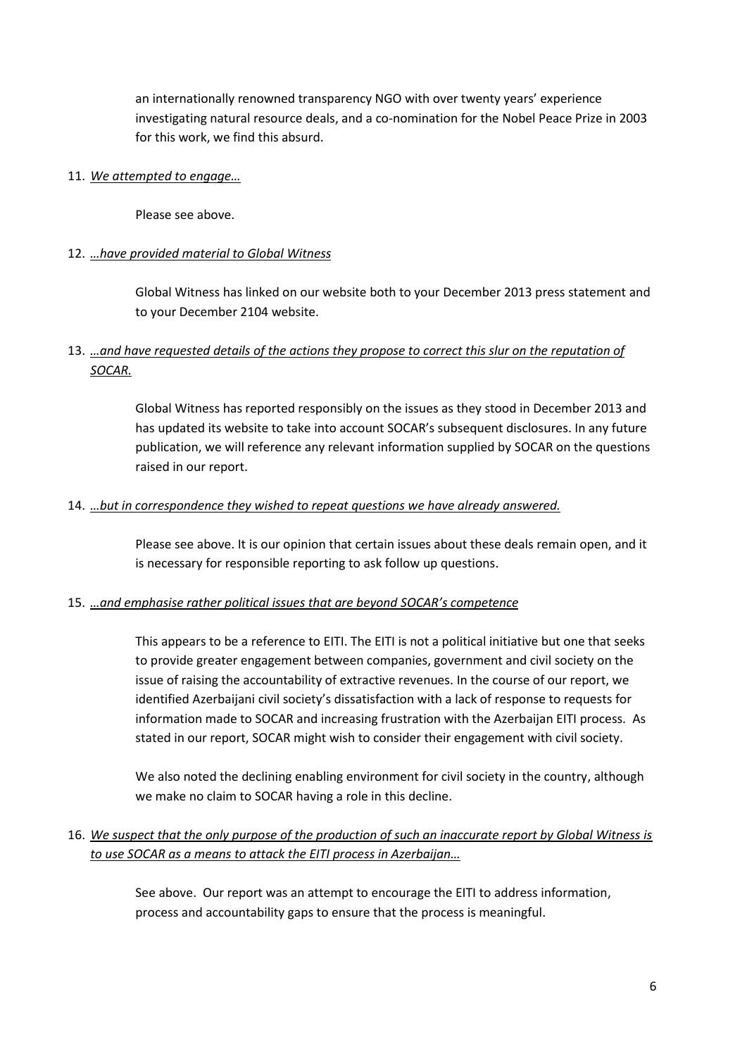an internationally renowned transparency NGO with over twenty years' experience investigating natural resource deals, and a co-nomination for the Nobel Peace Prize in 2003 for this work, we find this absurd.

11. <u>*We attempted to engage…*</u>

    Please see above.

12. <u>*…have provided material to Global Witness*</u>

    Global Witness has linked on our website both to your December 2013 press statement and to your December 2104 website.

13. <u>*…and have requested details of the actions they propose to correct this slur on the reputation of SOCAR.*</u>

    Global Witness has reported responsibly on the issues as they stood in December 2013 and has updated its website to take into account SOCAR's subsequent disclosures. In any future publication, we will reference any relevant information supplied by SOCAR on the questions raised in our report.

14. <u>*…but in correspondence they wished to repeat questions we have already answered.*</u>

    Please see above. It is our opinion that certain issues about these deals remain open, and it is necessary for responsible reporting to ask follow up questions.

15. <u>*…and emphasise rather political issues that are beyond SOCAR's competence*</u>

    This appears to be a reference to EITI. The EITI is not a political initiative but one that seeks to provide greater engagement between companies, government and civil society on the issue of raising the accountability of extractive revenues. In the course of our report, we identified Azerbaijani civil society's dissatisfaction with a lack of response to requests for information made to SOCAR and increasing frustration with the Azerbaijan EITI process. As stated in our report, SOCAR might wish to consider their engagement with civil society.

    We also noted the declining enabling environment for civil society in the country, although we make no claim to SOCAR having a role in this decline.

16. <u>*We suspect that the only purpose of the production of such an inaccurate report by Global Witness is to use SOCAR as a means to attack the EITI process in Azerbaijan…*</u>

    See above. Our report was an attempt to encourage the EITI to address information, process and accountability gaps to ensure that the process is meaningful.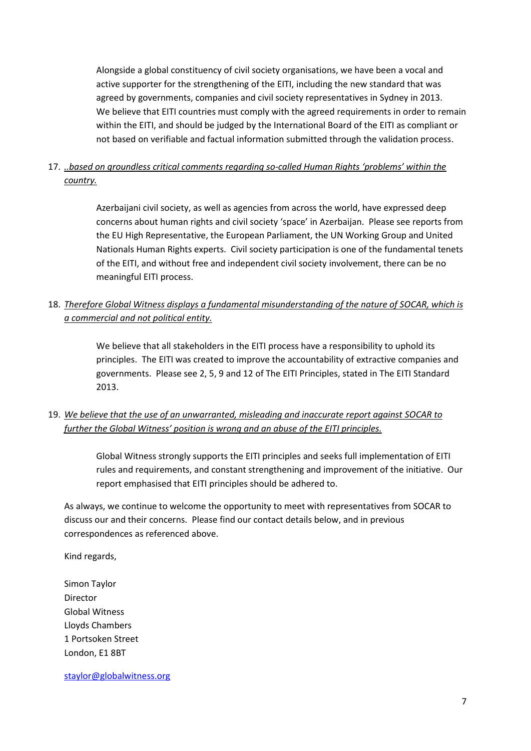Alongside a global constituency of civil society organisations, we have been a vocal and active supporter for the strengthening of the EITI, including the new standard that was agreed by governments, companies and civil society representatives in Sydney in 2013. We believe that EITI countries must comply with the agreed requirements in order to remain within the EITI, and should be judged by the International Board of the EITI as compliant or not based on verifiable and factual information submitted through the validation process.

17. *..based on groundless critical comments regarding so-called Human Rights 'problems' within the country.*

   Azerbaijani civil society, as well as agencies from across the world, have expressed deep concerns about human rights and civil society 'space' in Azerbaijan. Please see reports from the EU High Representative, the European Parliament, the UN Working Group and United Nationals Human Rights experts. Civil society participation is one of the fundamental tenets of the EITI, and without free and independent civil society involvement, there can be no meaningful EITI process.

18. *Therefore Global Witness displays a fundamental misunderstanding of the nature of SOCAR, which is a commercial and not political entity.*

   We believe that all stakeholders in the EITI process have a responsibility to uphold its principles. The EITI was created to improve the accountability of extractive companies and governments. Please see 2, 5, 9 and 12 of The EITI Principles, stated in The EITI Standard 2013.

19. *We believe that the use of an unwarranted, misleading and inaccurate report against SOCAR to further the Global Witness' position is wrong and an abuse of the EITI principles.*

   Global Witness strongly supports the EITI principles and seeks full implementation of EITI rules and requirements, and constant strengthening and improvement of the initiative. Our report emphasised that EITI principles should be adhered to.

As always, we continue to welcome the opportunity to meet with representatives from SOCAR to discuss our and their concerns. Please find our contact details below, and in previous correspondences as referenced above.

Kind regards,

Simon Taylor  
Director  
Global Witness  
Lloyds Chambers  
1 Portsoken Street  
London, E1 8BT

staylor@globalwitness.org